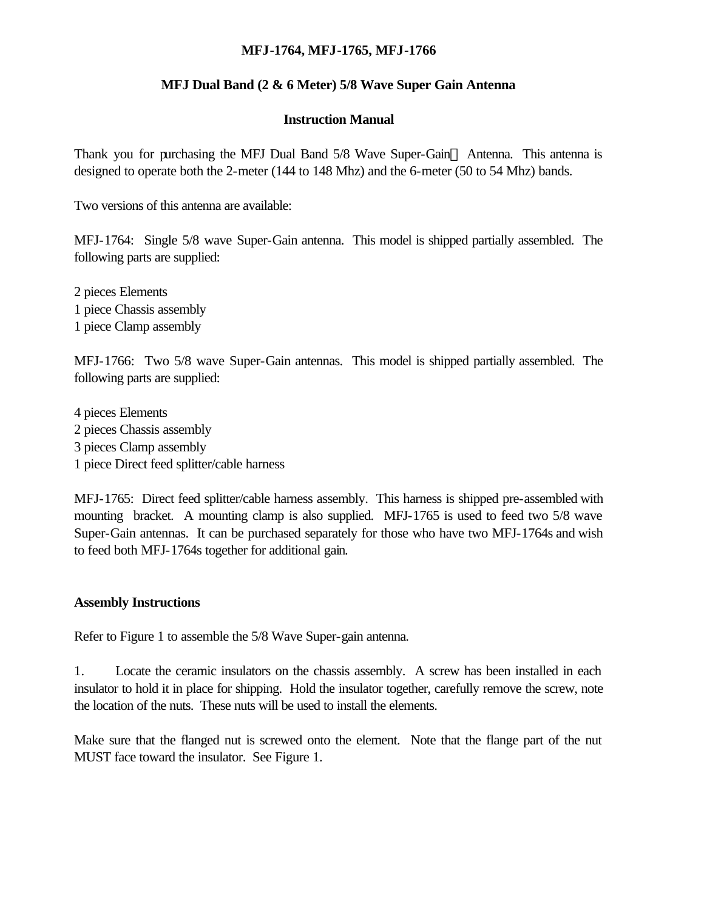**MFJ-1764, MFJ-1765, MFJ-1766**

**MFJ Dual Band (2 & 6 Meter) 5/8 Wave Super Gain Antenna**

**Instruction Manual**

Thank you for purchasing the MFJ Dual Band 5/8 Wave Super-Gain™ Antenna. This antenna is designed to operate both the 2-meter (144 to 148 Mhz) and the 6-meter (50 to 54 Mhz) bands.

Two versions of this antenna are available:

MFJ-1764: Single 5/8 wave Super-Gain antenna. This model is shipped partially assembled. The following parts are supplied:

2 pieces Elements
1 piece Chassis assembly
1 piece Clamp assembly

MFJ-1766: Two 5/8 wave Super-Gain antennas. This model is shipped partially assembled. The following parts are supplied:

4 pieces Elements
2 pieces Chassis assembly
3 pieces Clamp assembly
1 piece Direct feed splitter/cable harness

MFJ-1765: Direct feed splitter/cable harness assembly. This harness is shipped pre-assembled with mounting bracket. A mounting clamp is also supplied. MFJ-1765 is used to feed two 5/8 wave Super-Gain antennas. It can be purchased separately for those who have two MFJ-1764s and wish to feed both MFJ-1764s together for additional gain.

**Assembly Instructions**

Refer to Figure 1 to assemble the 5/8 Wave Super-gain antenna.

1. Locate the ceramic insulators on the chassis assembly. A screw has been installed in each insulator to hold it in place for shipping. Hold the insulator together, carefully remove the screw, note the location of the nuts. These nuts will be used to install the elements.

Make sure that the flanged nut is screwed onto the element. Note that the flange part of the nut MUST face toward the insulator. See Figure 1.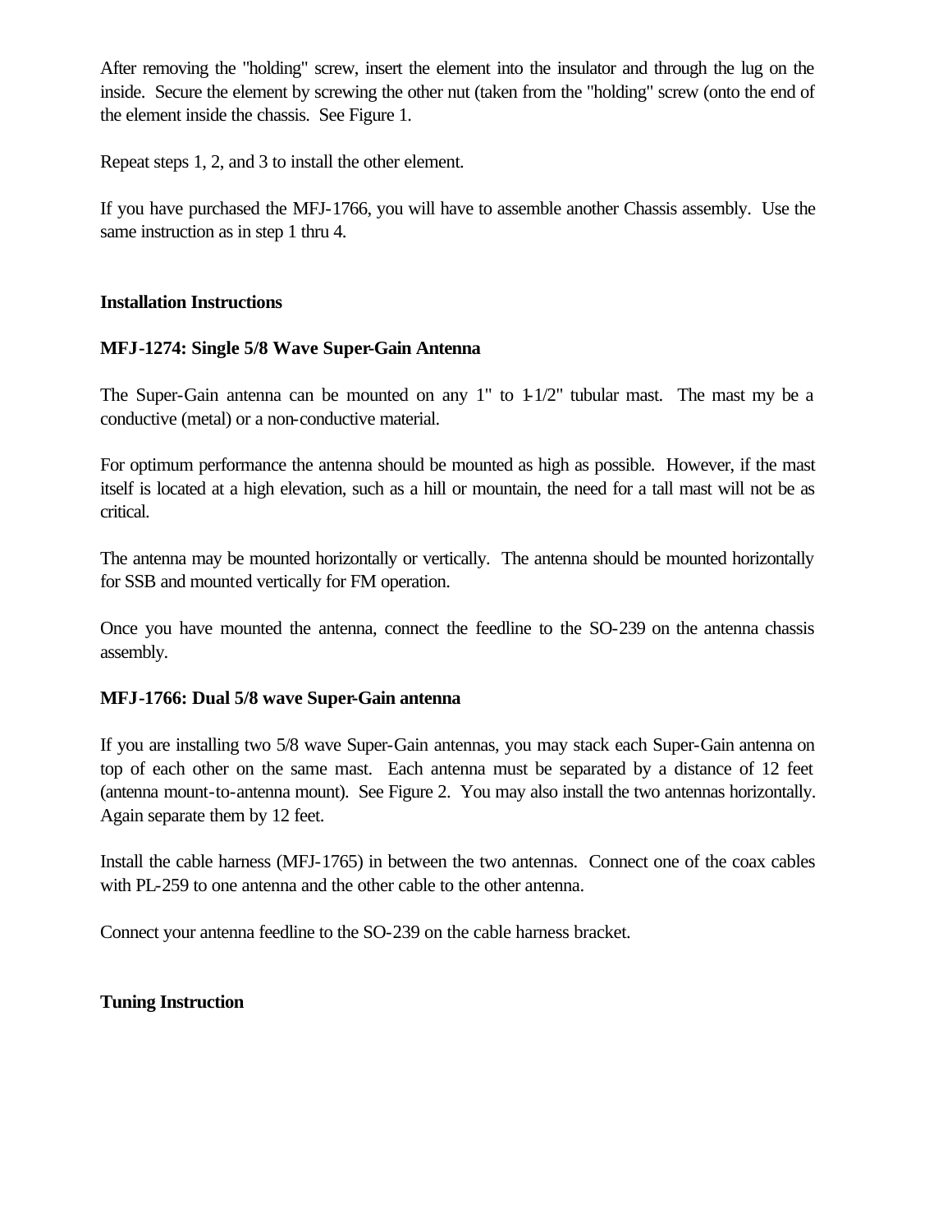After removing the "holding" screw, insert the element into the insulator and through the lug on the inside. Secure the element by screwing the other nut (taken from the "holding" screw (onto the end of the element inside the chassis. See Figure 1.

Repeat steps 1, 2, and 3 to install the other element.

If you have purchased the MFJ-1766, you will have to assemble another Chassis assembly. Use the same instruction as in step 1 thru 4.

**Installation Instructions**

**MFJ-1274: Single 5/8 Wave Super-Gain Antenna**

The Super-Gain antenna can be mounted on any 1" to 1-1/2" tubular mast. The mast my be a conductive (metal) or a non-conductive material.

For optimum performance the antenna should be mounted as high as possible. However, if the mast itself is located at a high elevation, such as a hill or mountain, the need for a tall mast will not be as critical.

The antenna may be mounted horizontally or vertically. The antenna should be mounted horizontally for SSB and mounted vertically for FM operation.

Once you have mounted the antenna, connect the feedline to the SO-239 on the antenna chassis assembly.

**MFJ-1766: Dual 5/8 wave Super-Gain antenna**

If you are installing two 5/8 wave Super-Gain antennas, you may stack each Super-Gain antenna on top of each other on the same mast. Each antenna must be separated by a distance of 12 feet (antenna mount-to-antenna mount). See Figure 2. You may also install the two antennas horizontally. Again separate them by 12 feet.

Install the cable harness (MFJ-1765) in between the two antennas. Connect one of the coax cables with PL-259 to one antenna and the other cable to the other antenna.

Connect your antenna feedline to the SO-239 on the cable harness bracket.

**Tuning Instruction**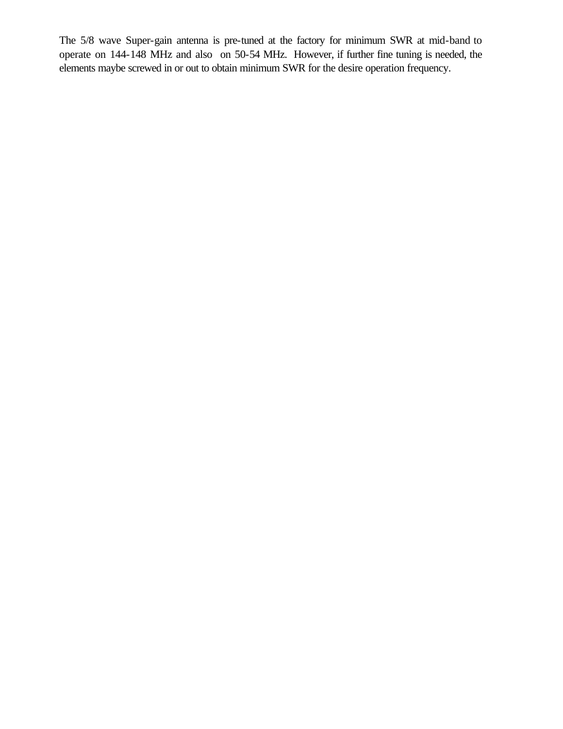The 5/8 wave Super-gain antenna is pre-tuned at the factory for minimum SWR at mid-band to operate on 144-148 MHz and also on 50-54 MHz. However, if further fine tuning is needed, the elements maybe screwed in or out to obtain minimum SWR for the desire operation frequency.